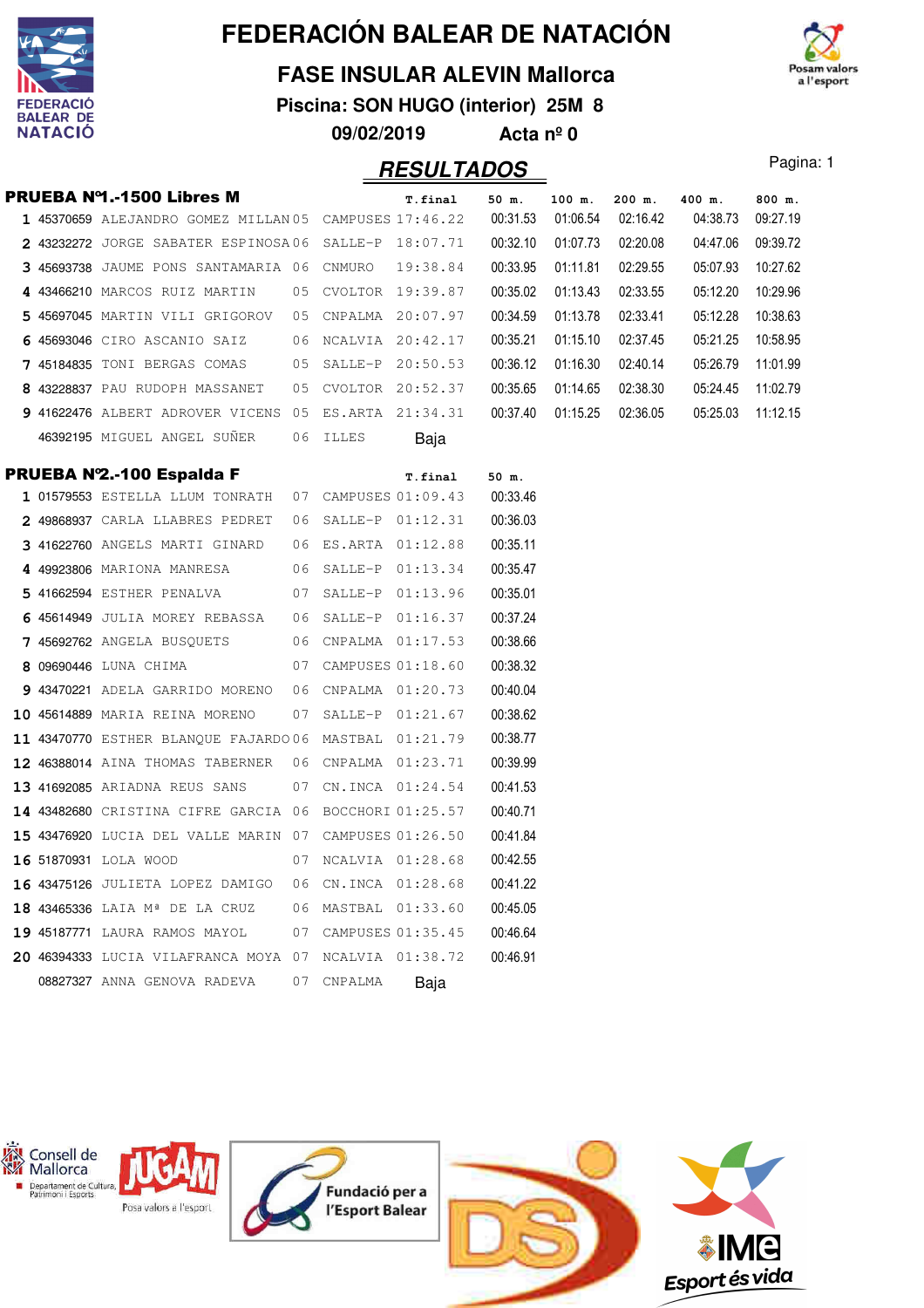# FEDERACIÓN BALEAR DE NATACIÓN

## FASE INSULAR ALEVIN Mallorca

**Piscina: SON HUGO (interior) 25M 8**

**09/02/2019 Acta nº 0**

## RESULTADOS

### PRUEBA Nº1.-1500 Libres M

| | Licencia | Nombre | Año | Club | T.final | 50 m. | 100 m. | 200 m. | 400 m. | 800 m. |
|---|---|---|---|---|---|---|---|---|---|---|
| 1 | 45370659 | ALEJANDRO GOMEZ MILLAN | 05 | CAMPUSES | 17:46.22 | 00:31.53 | 01:06.54 | 02:16.42 | 04:38.73 | 09:27.19 |
| 2 | 43232272 | JORGE SABATER ESPINOSA | 06 | SALLE-P | 18:07.71 | 00:32.10 | 01:07.73 | 02:20.08 | 04:47.06 | 09:39.72 |
| 3 | 45693738 | JAUME PONS SANTAMARIA | 06 | CNMURO | 19:38.84 | 00:33.95 | 01:11.81 | 02:29.55 | 05:07.93 | 10:27.62 |
| 4 | 43466210 | MARCOS RUIZ MARTIN | 05 | CVOLTOR | 19:39.87 | 00:35.02 | 01:13.43 | 02:33.55 | 05:12.20 | 10:29.96 |
| 5 | 45697045 | MARTIN VILI GRIGOROV | 05 | CNPALMA | 20:07.97 | 00:34.59 | 01:13.78 | 02:33.41 | 05:12.28 | 10:38.63 |
| 6 | 45693046 | CIRO ASCANIO SAIZ | 06 | NCALVIA | 20:42.17 | 00:35.21 | 01:15.10 | 02:37.45 | 05:21.25 | 10:58.95 |
| 7 | 45184835 | TONI BERGAS COMAS | 05 | SALLE-P | 20:50.53 | 00:36.12 | 01:16.30 | 02:40.14 | 05:26.79 | 11:01.99 |
| 8 | 43228837 | PAU RUDOPH MASSANET | 05 | CVOLTOR | 20:52.37 | 00:35.65 | 01:14.65 | 02:38.30 | 05:24.45 | 11:02.79 |
| 9 | 41622476 | ALBERT ADROVER VICENS | 05 | ES.ARTA | 21:34.31 | 00:37.40 | 01:15.25 | 02:36.05 | 05:25.03 | 11:12.15 |
| | 46392195 | MIGUEL ANGEL SUÑER | 06 | ILLES | Baja | | | | | |

### PRUEBA Nº2.-100 Espalda F

| | Licencia | Nombre | Año | Club | T.final | 50 m. |
|---|---|---|---|---|---|---|
| 1 | 01579553 | ESTELLA LLUM TONRATH | 07 | CAMPUSES | 01:09.43 | 00:33.46 |
| 2 | 49868937 | CARLA LLABRES PEDRET | 06 | SALLE-P | 01:12.31 | 00:36.03 |
| 3 | 41622760 | ANGELS MARTI GINARD | 06 | ES.ARTA | 01:12.88 | 00:35.11 |
| 4 | 49923806 | MARIONA MANRESA | 06 | SALLE-P | 01:13.34 | 00:35.47 |
| 5 | 41662594 | ESTHER PENALVA | 07 | SALLE-P | 01:13.96 | 00:35.01 |
| 6 | 45614949 | JULIA MOREY REBASSA | 06 | SALLE-P | 01:16.37 | 00:37.24 |
| 7 | 45692762 | ANGELA BUSQUETS | 06 | CNPALMA | 01:17.53 | 00:38.66 |
| 8 | 09690446 | LUNA CHIMA | 07 | CAMPUSES | 01:18.60 | 00:38.32 |
| 9 | 43470221 | ADELA GARRIDO MORENO | 06 | CNPALMA | 01:20.73 | 00:40.04 |
| 10 | 45614889 | MARIA REINA MORENO | 07 | SALLE-P | 01:21.67 | 00:38.62 |
| 11 | 43470770 | ESTHER BLANQUE FAJARDO | 06 | MASTBAL | 01:21.79 | 00:38.77 |
| 12 | 46388014 | AINA THOMAS TABERNER | 06 | CNPALMA | 01:23.71 | 00:39.99 |
| 13 | 41692085 | ARIADNA REUS SANS | 07 | CN.INCA | 01:24.54 | 00:41.53 |
| 14 | 43482680 | CRISTINA CIFRE GARCIA | 06 | BOCCHORI | 01:25.57 | 00:40.71 |
| 15 | 43476920 | LUCIA DEL VALLE MARIN | 07 | CAMPUSES | 01:26.50 | 00:41.84 |
| 16 | 51870931 | LOLA WOOD | 07 | NCALVIA | 01:28.68 | 00:42.55 |
| 16 | 43475126 | JULIETA LOPEZ DAMIGO | 06 | CN.INCA | 01:28.68 | 00:41.22 |
| 18 | 43465336 | LAIA Mª DE LA CRUZ | 06 | MASTBAL | 01:33.60 | 00:45.05 |
| 19 | 45187771 | LAURA RAMOS MAYOL | 07 | CAMPUSES | 01:35.45 | 00:46.64 |
| 20 | 46394333 | LUCIA VILAFRANCA MOYA | 07 | NCALVIA | 01:38.72 | 00:46.91 |
| | 08827327 | ANNA GENOVA RADEVA | 07 | CNPALMA | Baja | |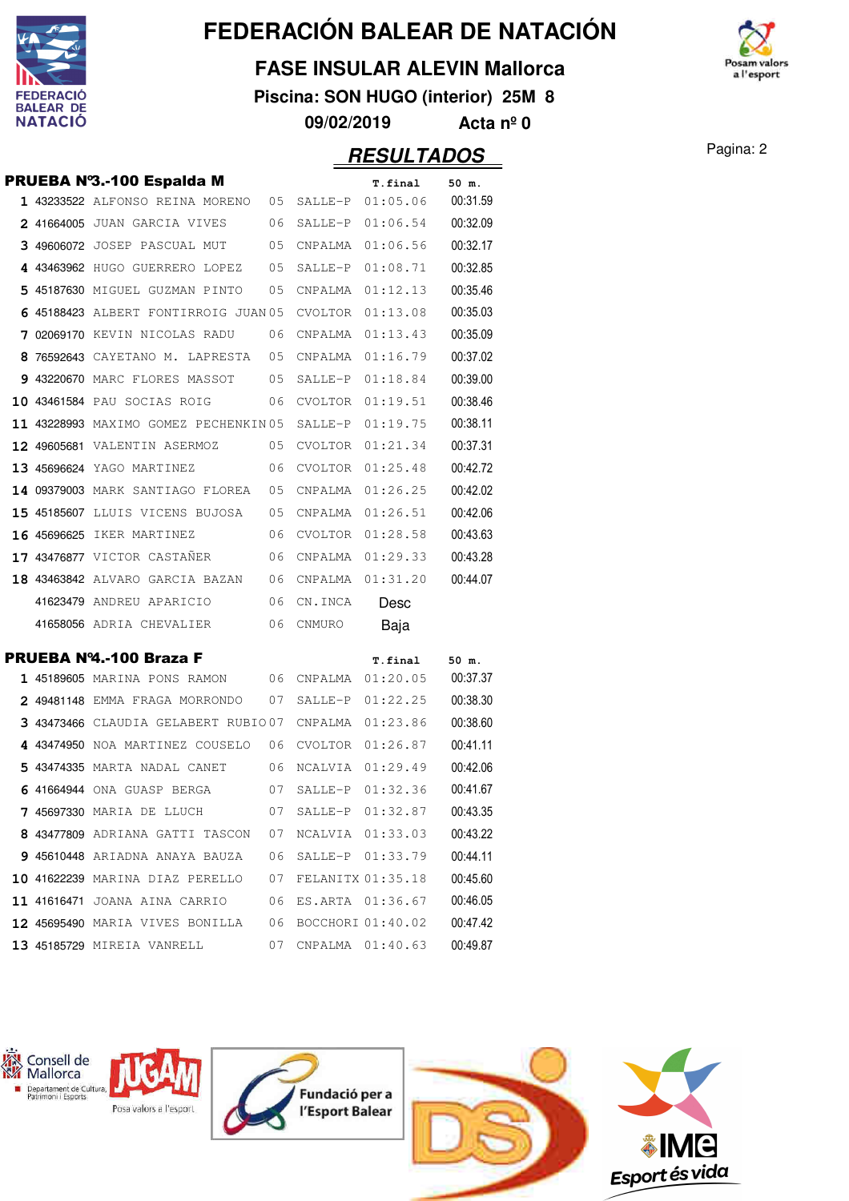# FEDERACIÓN BALEAR DE NATACIÓN

## FASE INSULAR ALEVIN Mallorca

**Piscina: SON HUGO (interior) 25M 8**

**09/02/2019 Acta nº 0**

## RESULTADOS

### PRUEBA Nº3.-100 Espalda M

| | | | | | T.final | 50 m. |
|---|---|---|---|---|---|---|
| 1 | 43233522 | ALFONSO REINA MORENO | 05 | SALLE-P | 01:05.06 | 00:31.59 |
| 2 | 41664005 | JUAN GARCIA VIVES | 06 | SALLE-P | 01:06.54 | 00:32.09 |
| 3 | 49606072 | JOSEP PASCUAL MUT | 05 | CNPALMA | 01:06.56 | 00:32.17 |
| 4 | 43463962 | HUGO GUERRERO LOPEZ | 05 | SALLE-P | 01:08.71 | 00:32.85 |
| 5 | 45187630 | MIGUEL GUZMAN PINTO | 05 | CNPALMA | 01:12.13 | 00:35.46 |
| 6 | 45188423 | ALBERT FONTIRROIG JUAN | 05 | CVOLTOR | 01:13.08 | 00:35.03 |
| 7 | 02069170 | KEVIN NICOLAS RADU | 06 | CNPALMA | 01:13.43 | 00:35.09 |
| 8 | 76592643 | CAYETANO M. LAPRESTA | 05 | CNPALMA | 01:16.79 | 00:37.02 |
| 9 | 43220670 | MARC FLORES MASSOT | 05 | SALLE-P | 01:18.84 | 00:39.00 |
| 10 | 43461584 | PAU SOCIAS ROIG | 06 | CVOLTOR | 01:19.51 | 00:38.46 |
| 11 | 43228993 | MAXIMO GOMEZ PECHENKIN | 05 | SALLE-P | 01:19.75 | 00:38.11 |
| 12 | 49605681 | VALENTIN ASERMOZ | 05 | CVOLTOR | 01:21.34 | 00:37.31 |
| 13 | 45696624 | YAGO MARTINEZ | 06 | CVOLTOR | 01:25.48 | 00:42.72 |
| 14 | 09379003 | MARK SANTIAGO FLOREA | 05 | CNPALMA | 01:26.25 | 00:42.02 |
| 15 | 45185607 | LLUIS VICENS BUJOSA | 05 | CNPALMA | 01:26.51 | 00:42.06 |
| 16 | 45696625 | IKER MARTINEZ | 06 | CVOLTOR | 01:28.58 | 00:43.63 |
| 17 | 43476877 | VICTOR CASTAÑER | 06 | CNPALMA | 01:29.33 | 00:43.28 |
| 18 | 43463842 | ALVARO GARCIA BAZAN | 06 | CNPALMA | 01:31.20 | 00:44.07 |
| | 41623479 | ANDREU APARICIO | 06 | CN.INCA | Desc | |
| | 41658056 | ADRIA CHEVALIER | 06 | CNMURO | Baja | |

### PRUEBA Nº4.-100 Braza F

| | | | | | T.final | 50 m. |
|---|---|---|---|---|---|---|
| 1 | 45189605 | MARINA PONS RAMON | 06 | CNPALMA | 01:20.05 | 00:37.37 |
| 2 | 49481148 | EMMA FRAGA MORRONDO | 07 | SALLE-P | 01:22.25 | 00:38.30 |
| 3 | 43473466 | CLAUDIA GELABERT RUBIO | 07 | CNPALMA | 01:23.86 | 00:38.60 |
| 4 | 43474950 | NOA MARTINEZ COUSELO | 06 | CVOLTOR | 01:26.87 | 00:41.11 |
| 5 | 43474335 | MARTA NADAL CANET | 06 | NCALVIA | 01:29.49 | 00:42.06 |
| 6 | 41664944 | ONA GUASP BERGA | 07 | SALLE-P | 01:32.36 | 00:41.67 |
| 7 | 45697330 | MARIA DE LLUCH | 07 | SALLE-P | 01:32.87 | 00:43.35 |
| 8 | 43477809 | ADRIANA GATTI TASCON | 07 | NCALVIA | 01:33.03 | 00:43.22 |
| 9 | 45610448 | ARIADNA ANAYA BAUZA | 06 | SALLE-P | 01:33.79 | 00:44.11 |
| 10 | 41622239 | MARINA DIAZ PERELLO | 07 | FELANITX | 01:35.18 | 00:45.60 |
| 11 | 41616471 | JOANA AINA CARRIO | 06 | ES.ARTA | 01:36.67 | 00:46.05 |
| 12 | 45695490 | MARIA VIVES BONILLA | 06 | BOCCHORI | 01:40.02 | 00:47.42 |
| 13 | 45185729 | MIREIA VANRELL | 07 | CNPALMA | 01:40.63 | 00:49.87 |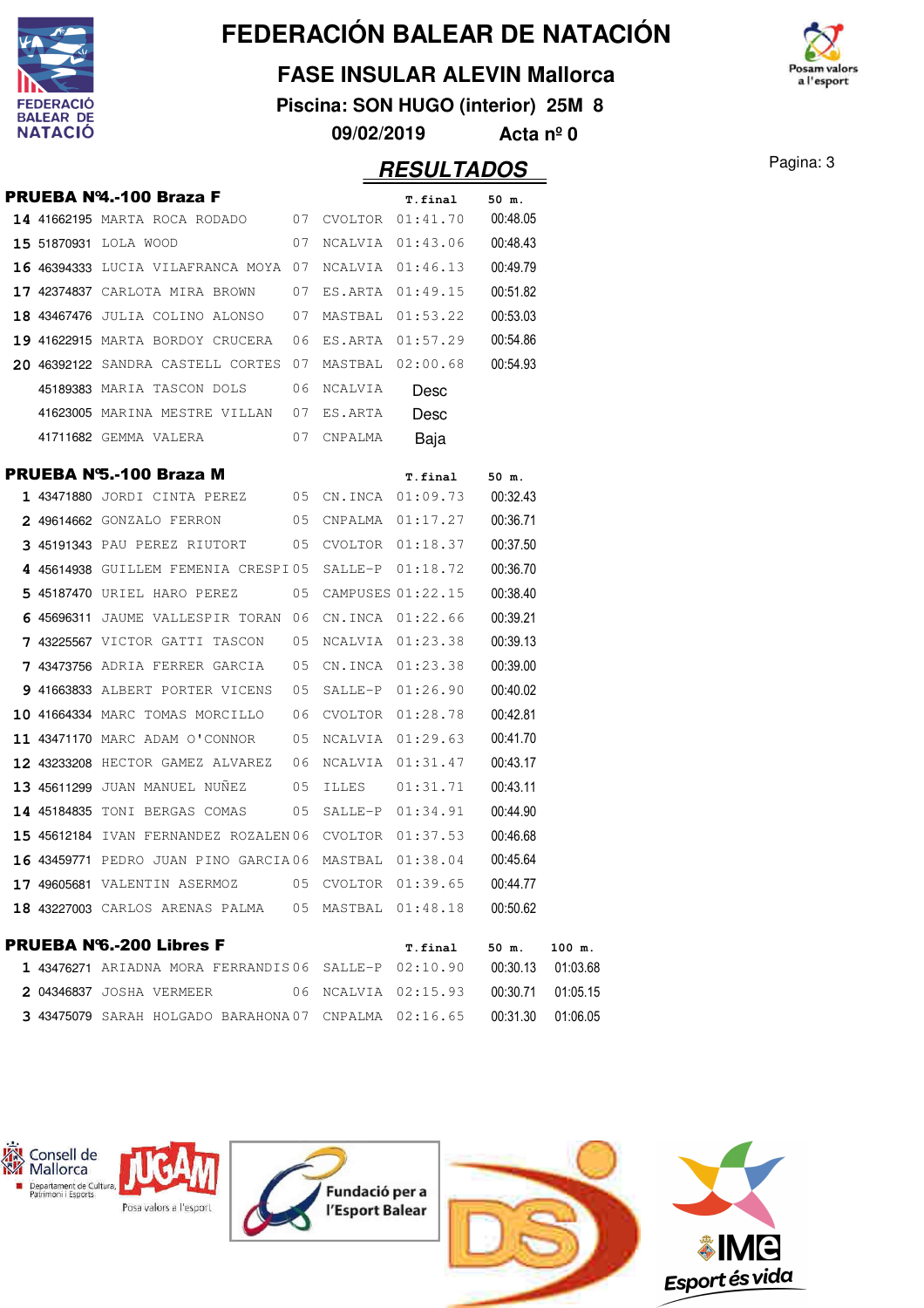# FEDERACIÓN BALEAR DE NATACIÓN

## FASE INSULAR ALEVIN Mallorca

**Piscina: SON HUGO (interior) 25M 8**

**09/02/2019 Acta nº 0**

## RESULTADOS

### PRUEBA Nº4.-100 Braza F

| | Licencia | Nombre | Año | Club | T.final | 50 m. |
|---|---|---|---|---|---|---|
| 14 | 41662195 | MARTA ROCA RODADO | 07 | CVOLTOR | 01:41.70 | 00:48.05 |
| 15 | 51870931 | LOLA WOOD | 07 | NCALVIA | 01:43.06 | 00:48.43 |
| 16 | 46394333 | LUCIA VILAFRANCA MOYA | 07 | NCALVIA | 01:46.13 | 00:49.79 |
| 17 | 42374837 | CARLOTA MIRA BROWN | 07 | ES.ARTA | 01:49.15 | 00:51.82 |
| 18 | 43467476 | JULIA COLINO ALONSO | 07 | MASTBAL | 01:53.22 | 00:53.03 |
| 19 | 41622915 | MARTA BORDOY CRUCERA | 06 | ES.ARTA | 01:57.29 | 00:54.86 |
| 20 | 46392122 | SANDRA CASTELL CORTES | 07 | MASTBAL | 02:00.68 | 00:54.93 |
| | 45189383 | MARIA TASCON DOLS | 06 | NCALVIA | Desc | |
| | 41623005 | MARINA MESTRE VILLAN | 07 | ES.ARTA | Desc | |
| | 41711682 | GEMMA VALERA | 07 | CNPALMA | Baja | |

### PRUEBA Nº5.-100 Braza M

| | Licencia | Nombre | Año | Club | T.final | 50 m. |
|---|---|---|---|---|---|---|
| 1 | 43471880 | JORDI CINTA PEREZ | 05 | CN.INCA | 01:09.73 | 00:32.43 |
| 2 | 49614662 | GONZALO FERRON | 05 | CNPALMA | 01:17.27 | 00:36.71 |
| 3 | 45191343 | PAU PEREZ RIUTORT | 05 | CVOLTOR | 01:18.37 | 00:37.50 |
| 4 | 45614938 | GUILLEM FEMENIA CRESPI | 05 | SALLE-P | 01:18.72 | 00:36.70 |
| 5 | 45187470 | URIEL HARO PEREZ | 05 | CAMPUSES | 01:22.15 | 00:38.40 |
| 6 | 45696311 | JAUME VALLESPIR TORAN | 06 | CN.INCA | 01:22.66 | 00:39.21 |
| 7 | 43225567 | VICTOR GATTI TASCON | 05 | NCALVIA | 01:23.38 | 00:39.13 |
| 7 | 43473756 | ADRIA FERRER GARCIA | 05 | CN.INCA | 01:23.38 | 00:39.00 |
| 9 | 41663833 | ALBERT PORTER VICENS | 05 | SALLE-P | 01:26.90 | 00:40.02 |
| 10 | 41664334 | MARC TOMAS MORCILLO | 06 | CVOLTOR | 01:28.78 | 00:42.81 |
| 11 | 43471170 | MARC ADAM O'CONNOR | 05 | NCALVIA | 01:29.63 | 00:41.70 |
| 12 | 43233208 | HECTOR GAMEZ ALVAREZ | 06 | NCALVIA | 01:31.47 | 00:43.17 |
| 13 | 45611299 | JUAN MANUEL NUÑEZ | 05 | ILLES | 01:31.71 | 00:43.11 |
| 14 | 45184835 | TONI BERGAS COMAS | 05 | SALLE-P | 01:34.91 | 00:44.90 |
| 15 | 45612184 | IVAN FERNANDEZ ROZALEN | 06 | CVOLTOR | 01:37.53 | 00:46.68 |
| 16 | 43459771 | PEDRO JUAN PINO GARCIA | 06 | MASTBAL | 01:38.04 | 00:45.64 |
| 17 | 49605681 | VALENTIN ASERMOZ | 05 | CVOLTOR | 01:39.65 | 00:44.77 |
| 18 | 43227003 | CARLOS ARENAS PALMA | 05 | MASTBAL | 01:48.18 | 00:50.62 |

### PRUEBA Nº6.-200 Libres F

| | Licencia | Nombre | Año | Club | T.final | 50 m. | 100 m. |
|---|---|---|---|---|---|---|---|
| 1 | 43476271 | ARIADNA MORA FERRANDIS | 06 | SALLE-P | 02:10.90 | 00:30.13 | 01:03.68 |
| 2 | 04346837 | JOSHA VERMEER | 06 | NCALVIA | 02:15.93 | 00:30.71 | 01:05.15 |
| 3 | 43475079 | SARAH HOLGADO BARAHONA | 07 | CNPALMA | 02:16.65 | 00:31.30 | 01:06.05 |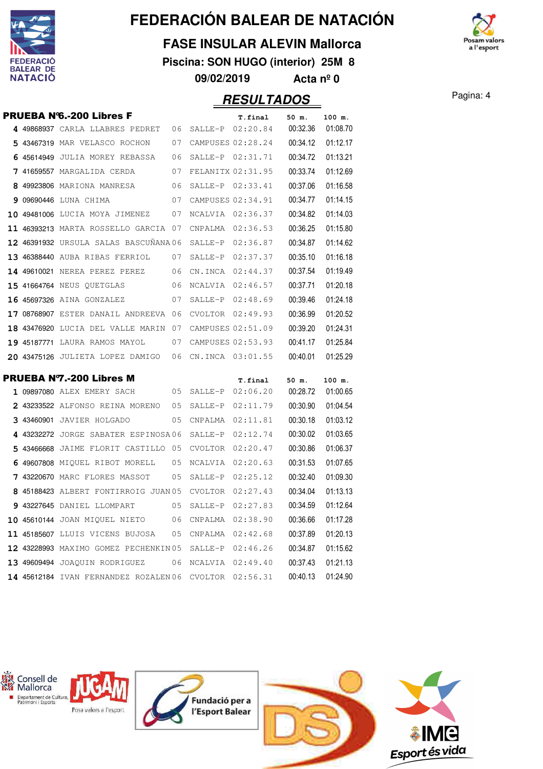# FEDERACIÓN BALEAR DE NATACIÓN

## FASE INSULAR ALEVIN Mallorca

**Piscina: SON HUGO (interior) 25M 8**

**09/02/2019 Acta nº 0**

## RESULTADOS

### PRUEBA Nº6.-200 Libres F

| Pos | Licencia | Nombre | Año | Club | T.final | 50 m. | 100 m. |
|---|---|---|---|---|---|---|---|
| 4 | 49868937 | CARLA LLABRES PEDRET | 06 | SALLE-P | 02:20.84 | 00:32.36 | 01:08.70 |
| 5 | 43467319 | MAR VELASCO ROCHON | 07 | CAMPUSES | 02:28.24 | 00:34.12 | 01:12.17 |
| 6 | 45614949 | JULIA MOREY REBASSA | 06 | SALLE-P | 02:31.71 | 00:34.72 | 01:13.21 |
| 7 | 41659557 | MARGALIDA CERDA | 07 | FELANITX | 02:31.95 | 00:33.74 | 01:12.69 |
| 8 | 49923806 | MARIONA MANRESA | 06 | SALLE-P | 02:33.41 | 00:37.06 | 01:16.58 |
| 9 | 09690446 | LUNA CHIMA | 07 | CAMPUSES | 02:34.91 | 00:34.77 | 01:14.15 |
| 10 | 49481006 | LUCIA MOYA JIMENEZ | 07 | NCALVIA | 02:36.37 | 00:34.82 | 01:14.03 |
| 11 | 46393213 | MARTA ROSSELLO GARCIA | 07 | CNPALMA | 02:36.53 | 00:36.25 | 01:15.80 |
| 12 | 46391932 | URSULA SALAS BASCUÑANA | 06 | SALLE-P | 02:36.87 | 00:34.87 | 01:14.62 |
| 13 | 46388440 | AUBA RIBAS FERRIOL | 07 | SALLE-P | 02:37.37 | 00:35.10 | 01:16.18 |
| 14 | 49610021 | NEREA PEREZ PEREZ | 06 | CN.INCA | 02:44.37 | 00:37.54 | 01:19.49 |
| 15 | 41664764 | NEUS QUETGLAS | 06 | NCALVIA | 02:46.57 | 00:37.71 | 01:20.18 |
| 16 | 45697326 | AINA GONZALEZ | 07 | SALLE-P | 02:48.69 | 00:39.46 | 01:24.18 |
| 17 | 08768907 | ESTER DANAIL ANDREEVA | 06 | CVOLTOR | 02:49.93 | 00:36.99 | 01:20.52 |
| 18 | 43476920 | LUCIA DEL VALLE MARIN | 07 | CAMPUSES | 02:51.09 | 00:39.20 | 01:24.31 |
| 19 | 45187771 | LAURA RAMOS MAYOL | 07 | CAMPUSES | 02:53.93 | 00:41.17 | 01:25.84 |
| 20 | 43475126 | JULIETA LOPEZ DAMIGO | 06 | CN.INCA | 03:01.55 | 00:40.01 | 01:25.29 |

### PRUEBA Nº7.-200 Libres M

| Pos | Licencia | Nombre | Año | Club | T.final | 50 m. | 100 m. |
|---|---|---|---|---|---|---|---|
| 1 | 09897080 | ALEX EMERY SACH | 05 | SALLE-P | 02:06.20 | 00:28.72 | 01:00.65 |
| 2 | 43233522 | ALFONSO REINA MORENO | 05 | SALLE-P | 02:11.79 | 00:30.90 | 01:04.54 |
| 3 | 43460901 | JAVIER HOLGADO | 05 | CNPALMA | 02:11.81 | 00:30.18 | 01:03.12 |
| 4 | 43232272 | JORGE SABATER ESPINOSA | 06 | SALLE-P | 02:12.74 | 00:30.02 | 01:03.65 |
| 5 | 43466668 | JAIME FLORIT CASTILLO | 05 | CVOLTOR | 02:20.47 | 00:30.86 | 01:06.37 |
| 6 | 49607808 | MIQUEL RIBOT MORELL | 05 | NCALVIA | 02:20.63 | 00:31.53 | 01:07.65 |
| 7 | 43220670 | MARC FLORES MASSOT | 05 | SALLE-P | 02:25.12 | 00:32.40 | 01:09.30 |
| 8 | 45188423 | ALBERT FONTIRROIG JUAN | 05 | CVOLTOR | 02:27.43 | 00:34.04 | 01:13.13 |
| 9 | 43227645 | DANIEL LLOMPART | 05 | SALLE-P | 02:27.83 | 00:34.59 | 01:12.64 |
| 10 | 45610144 | JOAN MIQUEL NIETO | 06 | CNPALMA | 02:38.90 | 00:36.66 | 01:17.28 |
| 11 | 45185607 | LLUIS VICENS BUJOSA | 05 | CNPALMA | 02:42.68 | 00:37.89 | 01:20.13 |
| 12 | 43228993 | MAXIMO GOMEZ PECHENKIN | 05 | SALLE-P | 02:46.26 | 00:34.87 | 01:15.62 |
| 13 | 49609494 | JOAQUIN RODRIGUEZ | 06 | NCALVIA | 02:49.40 | 00:37.43 | 01:21.13 |
| 14 | 45612184 | IVAN FERNANDEZ ROZALEN | 06 | CVOLTOR | 02:56.31 | 00:40.13 | 01:24.90 |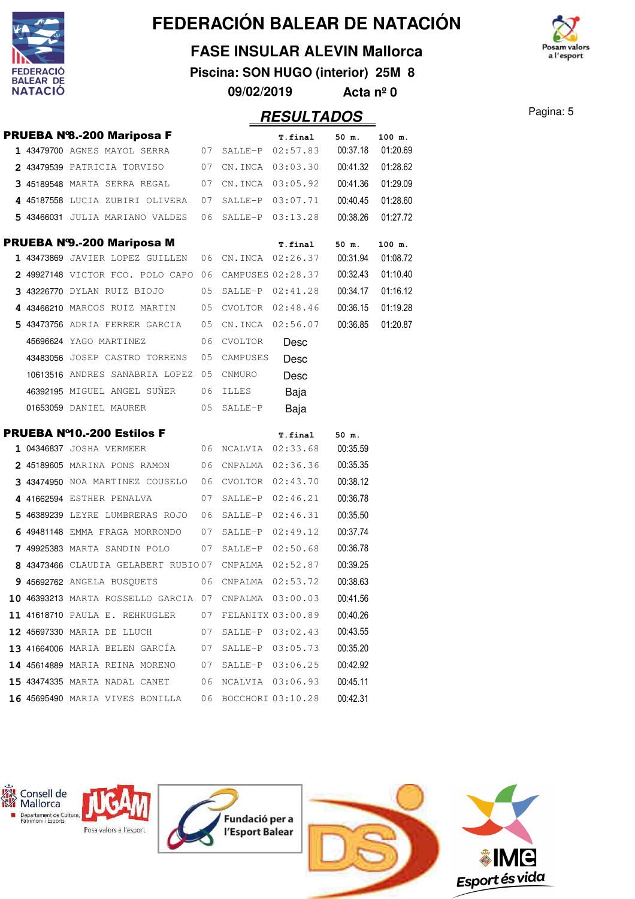# FEDERACIÓN BALEAR DE NATACIÓN

## FASE INSULAR ALEVIN Mallorca

**Piscina: SON HUGO (interior) 25M 8**

**09/02/2019 Acta nº 0**

## RESULTADOS

### PRUEBA Nº8.-200 Mariposa F

| | Licencia | Nombre | Año | Club | T.final | 50 m. | 100 m. |
|---|---|---|---|---|---|---|---|
| 1 | 43479700 | AGNES MAYOL SERRA | 07 | SALLE-P | 02:57.83 | 00:37.18 | 01:20.69 |
| 2 | 43479539 | PATRICIA TORVISO | 07 | CN.INCA | 03:03.30 | 00:41.32 | 01:28.62 |
| 3 | 45189548 | MARTA SERRA REGAL | 07 | CN.INCA | 03:05.92 | 00:41.36 | 01:29.09 |
| 4 | 45187558 | LUCIA ZUBIRI OLIVERA | 07 | SALLE-P | 03:07.71 | 00:40.45 | 01:28.60 |
| 5 | 43466031 | JULIA MARIANO VALDES | 06 | SALLE-P | 03:13.28 | 00:38.26 | 01:27.72 |

### PRUEBA Nº9.-200 Mariposa M

| | Licencia | Nombre | Año | Club | T.final | 50 m. | 100 m. |
|---|---|---|---|---|---|---|---|
| 1 | 43473869 | JAVIER LOPEZ GUILLEN | 06 | CN.INCA | 02:26.37 | 00:31.94 | 01:08.72 |
| 2 | 49927148 | VICTOR FCO. POLO CAPO | 06 | CAMPUSES | 02:28.37 | 00:32.43 | 01:10.40 |
| 3 | 43226770 | DYLAN RUIZ BIOJO | 05 | SALLE-P | 02:41.28 | 00:34.17 | 01:16.12 |
| 4 | 43466210 | MARCOS RUIZ MARTIN | 05 | CVOLTOR | 02:48.46 | 00:36.15 | 01:19.28 |
| 5 | 43473756 | ADRIA FERRER GARCIA | 05 | CN.INCA | 02:56.07 | 00:36.85 | 01:20.87 |
| | 45696624 | YAGO MARTINEZ | 06 | CVOLTOR | Desc | | |
| | 43483056 | JOSEP CASTRO TORRENS | 05 | CAMPUSES | Desc | | |
| | 10613516 | ANDRES SANABRIA LOPEZ | 05 | CNMURO | Desc | | |
| | 46392195 | MIGUEL ANGEL SUÑER | 06 | ILLES | Baja | | |
| | 01653059 | DANIEL MAURER | 05 | SALLE-P | Baja | | |

### PRUEBA Nº10.-200 Estilos F

| | Licencia | Nombre | Año | Club | T.final | 50 m. |
|---|---|---|---|---|---|---|
| 1 | 04346837 | JOSHA VERMEER | 06 | NCALVIA | 02:33.68 | 00:35.59 |
| 2 | 45189605 | MARINA PONS RAMON | 06 | CNPALMA | 02:36.36 | 00:35.35 |
| 3 | 43474950 | NOA MARTINEZ COUSELO | 06 | CVOLTOR | 02:43.70 | 00:38.12 |
| 4 | 41662594 | ESTHER PENALVA | 07 | SALLE-P | 02:46.21 | 00:36.78 |
| 5 | 46389239 | LEYRE LUMBRERAS ROJO | 06 | SALLE-P | 02:46.31 | 00:35.50 |
| 6 | 49481148 | EMMA FRAGA MORRONDO | 07 | SALLE-P | 02:49.12 | 00:37.74 |
| 7 | 49925383 | MARTA SANDIN POLO | 07 | SALLE-P | 02:50.68 | 00:36.78 |
| 8 | 43473466 | CLAUDIA GELABERT RUBIO | 07 | CNPALMA | 02:52.87 | 00:39.25 |
| 9 | 45692762 | ANGELA BUSQUETS | 06 | CNPALMA | 02:53.72 | 00:38.63 |
| 10 | 46393213 | MARTA ROSSELLO GARCIA | 07 | CNPALMA | 03:00.03 | 00:41.56 |
| 11 | 41618710 | PAULA E. REHKUGLER | 07 | FELANITX | 03:00.89 | 00:40.26 |
| 12 | 45697330 | MARIA DE LLUCH | 07 | SALLE-P | 03:02.43 | 00:43.55 |
| 13 | 41664006 | MARIA BELEN GARCÍA | 07 | SALLE-P | 03:05.73 | 00:35.20 |
| 14 | 45614889 | MARIA REINA MORENO | 07 | SALLE-P | 03:06.25 | 00:42.92 |
| 15 | 43474335 | MARTA NADAL CANET | 06 | NCALVIA | 03:06.93 | 00:45.11 |
| 16 | 45695490 | MARIA VIVES BONILLA | 06 | BOCCHORI | 03:10.28 | 00:42.31 |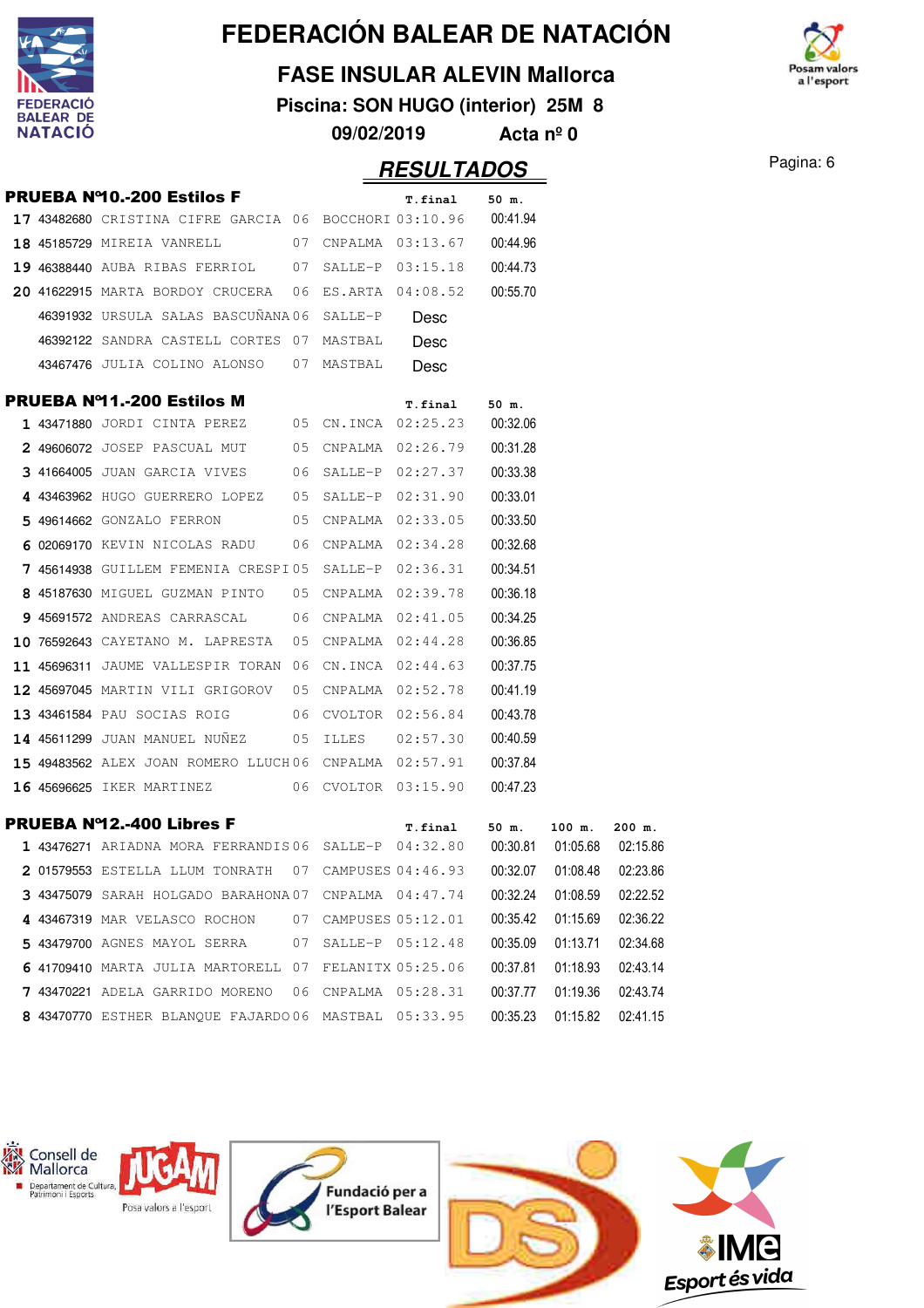# FEDERACIÓN BALEAR DE NATACIÓN

## FASE INSULAR ALEVIN Mallorca

**Piscina: SON HUGO (interior) 25M 8**

**09/02/2019 Acta nº 0**

## RESULTADOS

### PRUEBA Nº10.-200 Estilos F

| | | | | | T.final | 50 m. |
|---|---|---|---|---|---|---|
| 17 | 43482680 | CRISTINA CIFRE GARCIA | 06 | BOCCHORI | 03:10.96 | 00:41.94 |
| 18 | 45185729 | MIREIA VANRELL | 07 | CNPALMA | 03:13.67 | 00:44.96 |
| 19 | 46388440 | AUBA RIBAS FERRIOL | 07 | SALLE-P | 03:15.18 | 00:44.73 |
| 20 | 41622915 | MARTA BORDOY CRUCERA | 06 | ES.ARTA | 04:08.52 | 00:55.70 |
| | 46391932 | URSULA SALAS BASCUÑANA | 06 | SALLE-P | Desc | |
| | 46392122 | SANDRA CASTELL CORTES | 07 | MASTBAL | Desc | |
| | 43467476 | JULIA COLINO ALONSO | 07 | MASTBAL | Desc | |

### PRUEBA Nº11.-200 Estilos M

| | | | | | T.final | 50 m. |
|---|---|---|---|---|---|---|
| 1 | 43471880 | JORDI CINTA PEREZ | 05 | CN.INCA | 02:25.23 | 00:32.06 |
| 2 | 49606072 | JOSEP PASCUAL MUT | 05 | CNPALMA | 02:26.79 | 00:31.28 |
| 3 | 41664005 | JUAN GARCIA VIVES | 06 | SALLE-P | 02:27.37 | 00:33.38 |
| 4 | 43463962 | HUGO GUERRERO LOPEZ | 05 | SALLE-P | 02:31.90 | 00:33.01 |
| 5 | 49614662 | GONZALO FERRON | 05 | CNPALMA | 02:33.05 | 00:33.50 |
| 6 | 02069170 | KEVIN NICOLAS RADU | 06 | CNPALMA | 02:34.28 | 00:32.68 |
| 7 | 45614938 | GUILLEM FEMENIA CRESPI | 05 | SALLE-P | 02:36.31 | 00:34.51 |
| 8 | 45187630 | MIGUEL GUZMAN PINTO | 05 | CNPALMA | 02:39.78 | 00:36.18 |
| 9 | 45691572 | ANDREAS CARRASCAL | 06 | CNPALMA | 02:41.05 | 00:34.25 |
| 10 | 76592643 | CAYETANO M. LAPRESTA | 05 | CNPALMA | 02:44.28 | 00:36.85 |
| 11 | 45696311 | JAUME VALLESPIR TORAN | 06 | CN.INCA | 02:44.63 | 00:37.75 |
| 12 | 45697045 | MARTIN VILI GRIGOROV | 05 | CNPALMA | 02:52.78 | 00:41.19 |
| 13 | 43461584 | PAU SOCIAS ROIG | 06 | CVOLTOR | 02:56.84 | 00:43.78 |
| 14 | 45611299 | JUAN MANUEL NUÑEZ | 05 | ILLES | 02:57.30 | 00:40.59 |
| 15 | 49483562 | ALEX JOAN ROMERO LLUCH | 06 | CNPALMA | 02:57.91 | 00:37.84 |
| 16 | 45696625 | IKER MARTINEZ | 06 | CVOLTOR | 03:15.90 | 00:47.23 |

### PRUEBA Nº12.-400 Libres F

| | | | | | T.final | 50 m. | 100 m. | 200 m. |
|---|---|---|---|---|---|---|---|---|
| 1 | 43476271 | ARIADNA MORA FERRANDIS | 06 | SALLE-P | 04:32.80 | 00:30.81 | 01:05.68 | 02:15.86 |
| 2 | 01579553 | ESTELLA LLUM TONRATH | 07 | CAMPUSES | 04:46.93 | 00:32.07 | 01:08.48 | 02:23.86 |
| 3 | 43475079 | SARAH HOLGADO BARAHONA | 07 | CNPALMA | 04:47.74 | 00:32.24 | 01:08.59 | 02:22.52 |
| 4 | 43467319 | MAR VELASCO ROCHON | 07 | CAMPUSES | 05:12.01 | 00:35.42 | 01:15.69 | 02:36.22 |
| 5 | 43479700 | AGNES MAYOL SERRA | 07 | SALLE-P | 05:12.48 | 00:35.09 | 01:13.71 | 02:34.68 |
| 6 | 41709410 | MARTA JULIA MARTORELL | 07 | FELANITX | 05:25.06 | 00:37.81 | 01:18.93 | 02:43.14 |
| 7 | 43470221 | ADELA GARRIDO MORENO | 06 | CNPALMA | 05:28.31 | 00:37.77 | 01:19.36 | 02:43.74 |
| 8 | 43470770 | ESTHER BLANQUE FAJARDO | 06 | MASTBAL | 05:33.95 | 00:35.23 | 01:15.82 | 02:41.15 |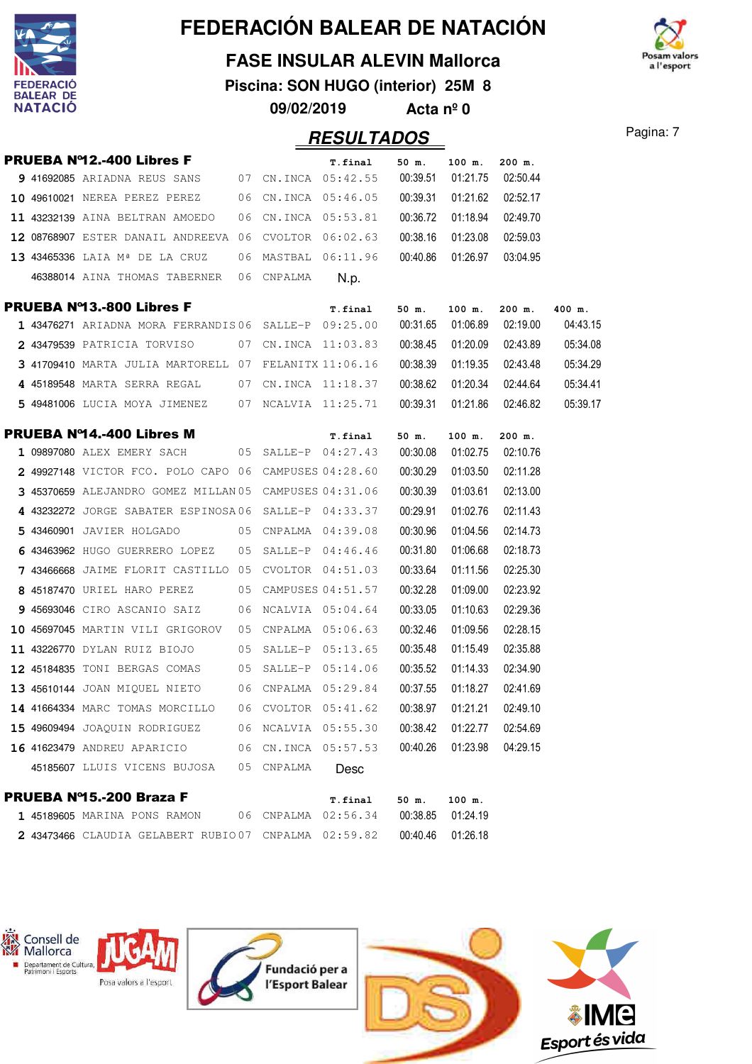# FEDERACIÓN BALEAR DE NATACIÓN

## FASE INSULAR ALEVIN Mallorca

**Piscina: SON HUGO (interior) 25M 8**

**09/02/2019 Acta nº 0**

## RESULTADOS

### PRUEBA Nº12.-400 Libres F

| Pos | Licencia | Nombre | Año | Club | T.final | 50 m. | 100 m. | 200 m. |
|---|---|---|---|---|---|---|---|---|
| 9 | 41692085 | ARIADNA REUS SANS | 07 | CN.INCA | 05:42.55 | 00:39.51 | 01:21.75 | 02:50.44 |
| 10 | 49610021 | NEREA PEREZ PEREZ | 06 | CN.INCA | 05:46.05 | 00:39.31 | 01:21.62 | 02:52.17 |
| 11 | 43232139 | AINA BELTRAN AMOEDO | 06 | CN.INCA | 05:53.81 | 00:36.72 | 01:18.94 | 02:49.70 |
| 12 | 08768907 | ESTER DANAIL ANDREEVA | 06 | CVOLTOR | 06:02.63 | 00:38.16 | 01:23.08 | 02:59.03 |
| 13 | 43465336 | LAIA Mª DE LA CRUZ | 06 | MASTBAL | 06:11.96 | 00:40.86 | 01:26.97 | 03:04.95 |
| | 46388014 | AINA THOMAS TABERNER | 06 | CNPALMA | N.p. | | | |

### PRUEBA Nº13.-800 Libres F

| Pos | Licencia | Nombre | Año | Club | T.final | 50 m. | 100 m. | 200 m. | 400 m. |
|---|---|---|---|---|---|---|---|---|---|
| 1 | 43476271 | ARIADNA MORA FERRANDIS | 06 | SALLE-P | 09:25.00 | 00:31.65 | 01:06.89 | 02:19.00 | 04:43.15 |
| 2 | 43479539 | PATRICIA TORVISO | 07 | CN.INCA | 11:03.83 | 00:38.45 | 01:20.09 | 02:43.89 | 05:34.08 |
| 3 | 41709410 | MARTA JULIA MARTORELL | 07 | FELANITX | 11:06.16 | 00:38.39 | 01:19.35 | 02:43.48 | 05:34.29 |
| 4 | 45189548 | MARTA SERRA REGAL | 07 | CN.INCA | 11:18.37 | 00:38.62 | 01:20.34 | 02:44.64 | 05:34.41 |
| 5 | 49481006 | LUCIA MOYA JIMENEZ | 07 | NCALVIA | 11:25.71 | 00:39.31 | 01:21.86 | 02:46.82 | 05:39.17 |

### PRUEBA Nº14.-400 Libres M

| Pos | Licencia | Nombre | Año | Club | T.final | 50 m. | 100 m. | 200 m. |
|---|---|---|---|---|---|---|---|---|
| 1 | 09897080 | ALEX EMERY SACH | 05 | SALLE-P | 04:27.43 | 00:30.08 | 01:02.75 | 02:10.76 |
| 2 | 49927148 | VICTOR FCO. POLO CAPO | 06 | CAMPUSES | 04:28.60 | 00:30.29 | 01:03.50 | 02:11.28 |
| 3 | 45370659 | ALEJANDRO GOMEZ MILLAN | 05 | CAMPUSES | 04:31.06 | 00:30.39 | 01:03.61 | 02:13.00 |
| 4 | 43232272 | JORGE SABATER ESPINOSA | 06 | SALLE-P | 04:33.37 | 00:29.91 | 01:02.76 | 02:11.43 |
| 5 | 43460901 | JAVIER HOLGADO | 05 | CNPALMA | 04:39.08 | 00:30.96 | 01:04.56 | 02:14.73 |
| 6 | 43463962 | HUGO GUERRERO LOPEZ | 05 | SALLE-P | 04:46.46 | 00:31.80 | 01:06.68 | 02:18.73 |
| 7 | 43466668 | JAIME FLORIT CASTILLO | 05 | CVOLTOR | 04:51.03 | 00:33.64 | 01:11.56 | 02:25.30 |
| 8 | 45187470 | URIEL HARO PEREZ | 05 | CAMPUSES | 04:51.57 | 00:32.28 | 01:09.00 | 02:23.92 |
| 9 | 45693046 | CIRO ASCANIO SAIZ | 06 | NCALVIA | 05:04.64 | 00:33.05 | 01:10.63 | 02:29.36 |
| 10 | 45697045 | MARTIN VILI GRIGOROV | 05 | CNPALMA | 05:06.63 | 00:32.46 | 01:09.56 | 02:28.15 |
| 11 | 43226770 | DYLAN RUIZ BIOJO | 05 | SALLE-P | 05:13.65 | 00:35.48 | 01:15.49 | 02:35.88 |
| 12 | 45184835 | TONI BERGAS COMAS | 05 | SALLE-P | 05:14.06 | 00:35.52 | 01:14.33 | 02:34.90 |
| 13 | 45610144 | JOAN MIQUEL NIETO | 06 | CNPALMA | 05:29.84 | 00:37.55 | 01:18.27 | 02:41.69 |
| 14 | 41664334 | MARC TOMAS MORCILLO | 06 | CVOLTOR | 05:41.62 | 00:38.97 | 01:21.21 | 02:49.10 |
| 15 | 49609494 | JOAQUIN RODRIGUEZ | 06 | NCALVIA | 05:55.30 | 00:38.42 | 01:22.77 | 02:54.69 |
| 16 | 41623479 | ANDREU APARICIO | 06 | CN.INCA | 05:57.53 | 00:40.26 | 01:23.98 | 04:29.15 |
| | 45185607 | LLUIS VICENS BUJOSA | 05 | CNPALMA | Desc | | | |

### PRUEBA Nº15.-200 Braza F

| Pos | Licencia | Nombre | Año | Club | T.final | 50 m. | 100 m. |
|---|---|---|---|---|---|---|---|
| 1 | 45189605 | MARINA PONS RAMON | 06 | CNPALMA | 02:56.34 | 00:38.85 | 01:24.19 |
| 2 | 43473466 | CLAUDIA GELABERT RUBIO | 07 | CNPALMA | 02:59.82 | 00:40.46 | 01:26.18 |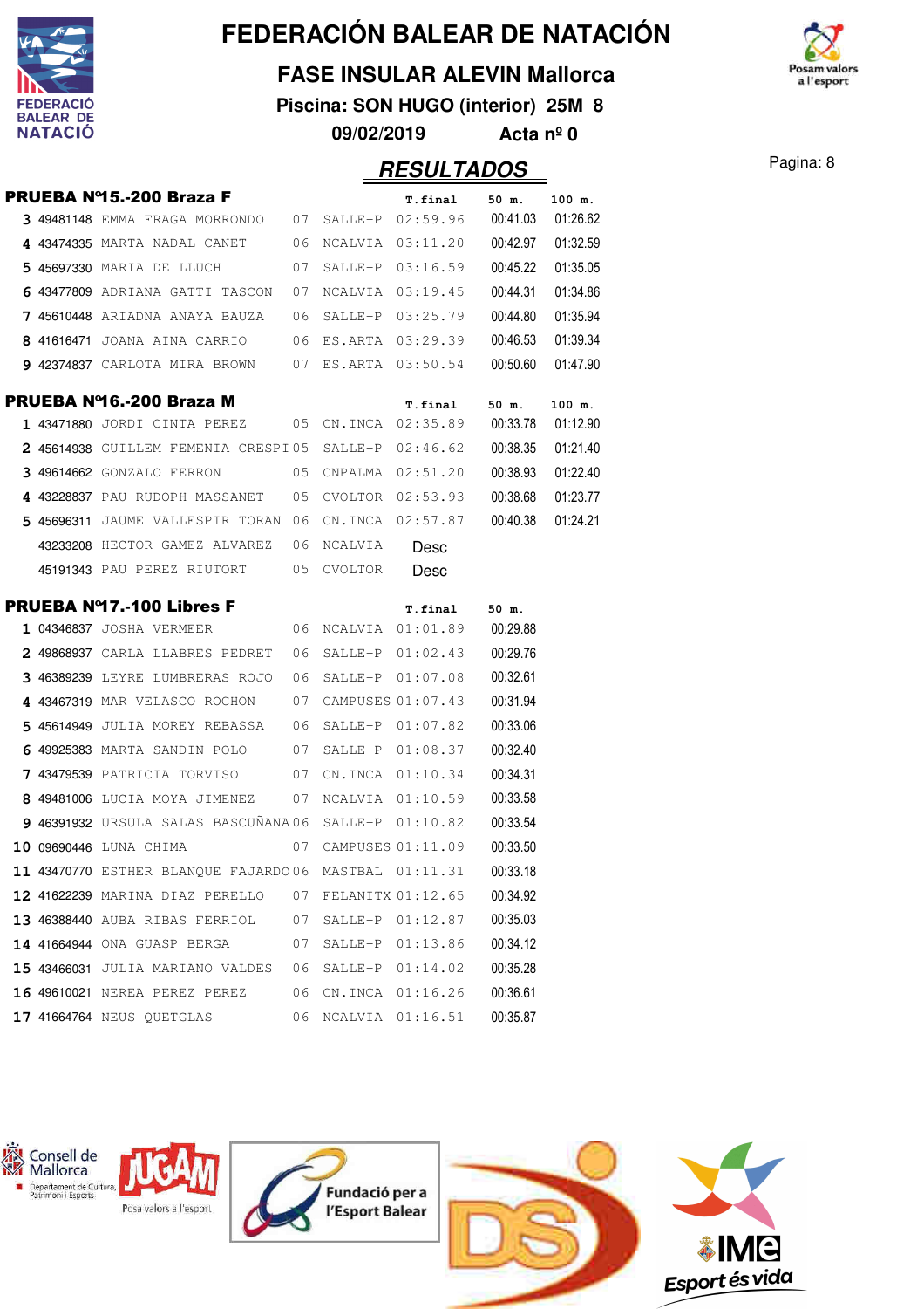# FEDERACIÓN BALEAR DE NATACIÓN

## FASE INSULAR ALEVIN Mallorca

**Piscina: SON HUGO (interior) 25M 8**

**09/02/2019 Acta nº 0**

## RESULTADOS

Pagina: 8

### PRUEBA Nº15.-200 Braza F

| | | | | | T.final | 50 m. | 100 m. |
|---|---|---|---|---|---|---|---|
| 3 | 49481148 | EMMA FRAGA MORRONDO | 07 | SALLE-P | 02:59.96 | 00:41.03 | 01:26.62 |
| 4 | 43474335 | MARTA NADAL CANET | 06 | NCALVIA | 03:11.20 | 00:42.97 | 01:32.59 |
| 5 | 45697330 | MARIA DE LLUCH | 07 | SALLE-P | 03:16.59 | 00:45.22 | 01:35.05 |
| 6 | 43477809 | ADRIANA GATTI TASCON | 07 | NCALVIA | 03:19.45 | 00:44.31 | 01:34.86 |
| 7 | 45610448 | ARIADNA ANAYA BAUZA | 06 | SALLE-P | 03:25.79 | 00:44.80 | 01:35.94 |
| 8 | 41616471 | JOANA AINA CARRIO | 06 | ES.ARTA | 03:29.39 | 00:46.53 | 01:39.34 |
| 9 | 42374837 | CARLOTA MIRA BROWN | 07 | ES.ARTA | 03:50.54 | 00:50.60 | 01:47.90 |

### PRUEBA Nº16.-200 Braza M

| | | | | | T.final | 50 m. | 100 m. |
|---|---|---|---|---|---|---|---|
| 1 | 43471880 | JORDI CINTA PEREZ | 05 | CN.INCA | 02:35.89 | 00:33.78 | 01:12.90 |
| 2 | 45614938 | GUILLEM FEMENIA CRESPI | 05 | SALLE-P | 02:46.62 | 00:38.35 | 01:21.40 |
| 3 | 49614662 | GONZALO FERRON | 05 | CNPALMA | 02:51.20 | 00:38.93 | 01:22.40 |
| 4 | 43228837 | PAU RUDOPH MASSANET | 05 | CVOLTOR | 02:53.93 | 00:38.68 | 01:23.77 |
| 5 | 45696311 | JAUME VALLESPIR TORAN | 06 | CN.INCA | 02:57.87 | 00:40.38 | 01:24.21 |
| | 43233208 | HECTOR GAMEZ ALVAREZ | 06 | NCALVIA | Desc | | |
| | 45191343 | PAU PEREZ RIUTORT | 05 | CVOLTOR | Desc | | |

### PRUEBA Nº17.-100 Libres F

| | | | | | T.final | 50 m. |
|---|---|---|---|---|---|---|
| 1 | 04346837 | JOSHA VERMEER | 06 | NCALVIA | 01:01.89 | 00:29.88 |
| 2 | 49868937 | CARLA LLABRES PEDRET | 06 | SALLE-P | 01:02.43 | 00:29.76 |
| 3 | 46389239 | LEYRE LUMBRERAS ROJO | 06 | SALLE-P | 01:07.08 | 00:32.61 |
| 4 | 43467319 | MAR VELASCO ROCHON | 07 | CAMPUSES | 01:07.43 | 00:31.94 |
| 5 | 45614949 | JULIA MOREY REBASSA | 06 | SALLE-P | 01:07.82 | 00:33.06 |
| 6 | 49925383 | MARTA SANDIN POLO | 07 | SALLE-P | 01:08.37 | 00:32.40 |
| 7 | 43479539 | PATRICIA TORVISO | 07 | CN.INCA | 01:10.34 | 00:34.31 |
| 8 | 49481006 | LUCIA MOYA JIMENEZ | 07 | NCALVIA | 01:10.59 | 00:33.58 |
| 9 | 46391932 | URSULA SALAS BASCUÑANA | 06 | SALLE-P | 01:10.82 | 00:33.54 |
| 10 | 09690446 | LUNA CHIMA | 07 | CAMPUSES | 01:11.09 | 00:33.50 |
| 11 | 43470770 | ESTHER BLANQUE FAJARDO | 06 | MASTBAL | 01:11.31 | 00:33.18 |
| 12 | 41622239 | MARINA DIAZ PERELLO | 07 | FELANITX | 01:12.65 | 00:34.92 |
| 13 | 46388440 | AUBA RIBAS FERRIOL | 07 | SALLE-P | 01:12.87 | 00:35.03 |
| 14 | 41664944 | ONA GUASP BERGA | 07 | SALLE-P | 01:13.86 | 00:34.12 |
| 15 | 43466031 | JULIA MARIANO VALDES | 06 | SALLE-P | 01:14.02 | 00:35.28 |
| 16 | 49610021 | NEREA PEREZ PEREZ | 06 | CN.INCA | 01:16.26 | 00:36.61 |
| 17 | 41664764 | NEUS QUETGLAS | 06 | NCALVIA | 01:16.51 | 00:35.87 |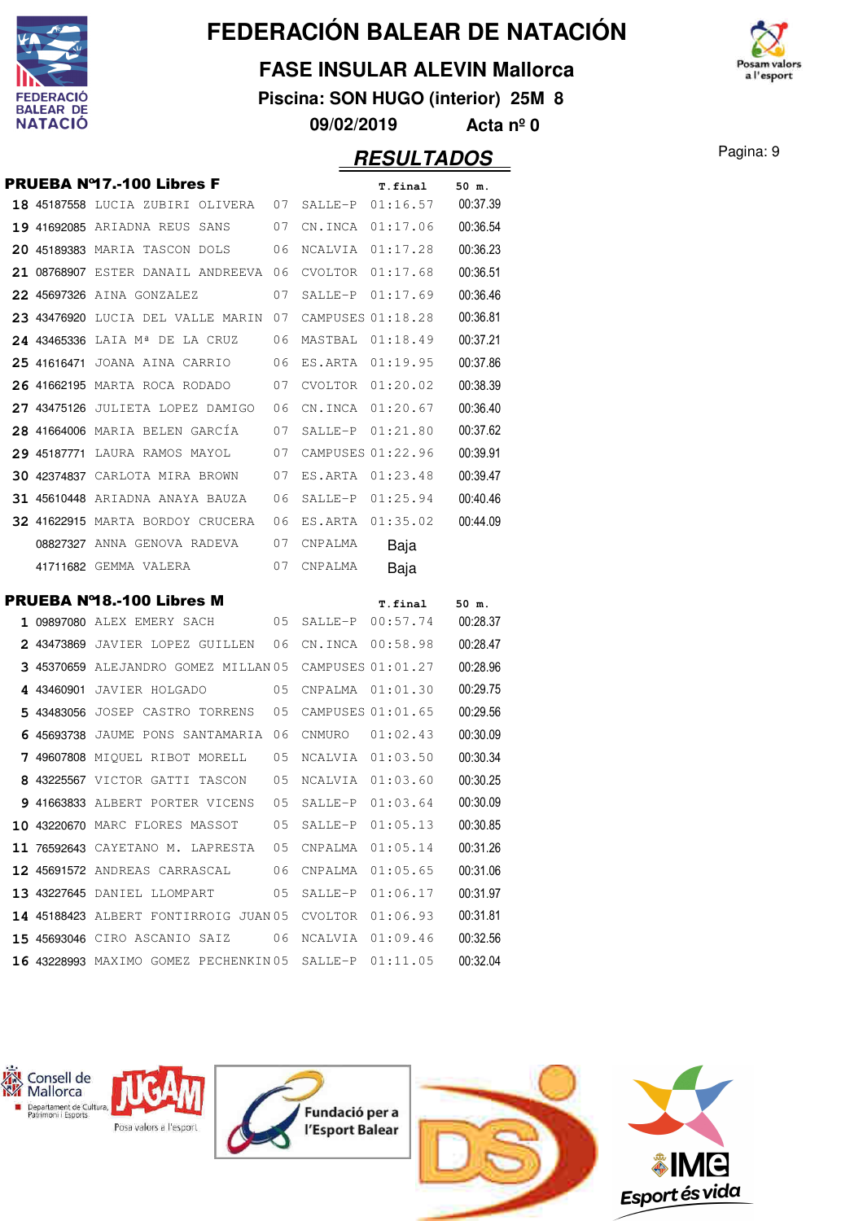# FEDERACIÓN BALEAR DE NATACIÓN

## FASE INSULAR ALEVIN Mallorca

**Piscina: SON HUGO (interior) 25M 8**

**09/02/2019 Acta nº 0**

## RESULTADOS

### PRUEBA Nº17.-100 Libres F

| | | | | | T.final | 50 m. |
|---|---|---|---|---|---|---|
| 18 | 45187558 | LUCIA ZUBIRI OLIVERA | 07 | SALLE-P | 01:16.57 | 00:37.39 |
| 19 | 41692085 | ARIADNA REUS SANS | 07 | CN.INCA | 01:17.06 | 00:36.54 |
| 20 | 45189383 | MARIA TASCON DOLS | 06 | NCALVIA | 01:17.28 | 00:36.23 |
| 21 | 08768907 | ESTER DANAIL ANDREEVA | 06 | CVOLTOR | 01:17.68 | 00:36.51 |
| 22 | 45697326 | AINA GONZALEZ | 07 | SALLE-P | 01:17.69 | 00:36.46 |
| 23 | 43476920 | LUCIA DEL VALLE MARIN | 07 | CAMPUSES | 01:18.28 | 00:36.81 |
| 24 | 43465336 | LAIA Mª DE LA CRUZ | 06 | MASTBAL | 01:18.49 | 00:37.21 |
| 25 | 41616471 | JOANA AINA CARRIO | 06 | ES.ARTA | 01:19.95 | 00:37.86 |
| 26 | 41662195 | MARTA ROCA RODADO | 07 | CVOLTOR | 01:20.02 | 00:38.39 |
| 27 | 43475126 | JULIETA LOPEZ DAMIGO | 06 | CN.INCA | 01:20.67 | 00:36.40 |
| 28 | 41664006 | MARIA BELEN GARCÍA | 07 | SALLE-P | 01:21.80 | 00:37.62 |
| 29 | 45187771 | LAURA RAMOS MAYOL | 07 | CAMPUSES | 01:22.96 | 00:39.91 |
| 30 | 42374837 | CARLOTA MIRA BROWN | 07 | ES.ARTA | 01:23.48 | 00:39.47 |
| 31 | 45610448 | ARIADNA ANAYA BAUZA | 06 | SALLE-P | 01:25.94 | 00:40.46 |
| 32 | 41622915 | MARTA BORDOY CRUCERA | 06 | ES.ARTA | 01:35.02 | 00:44.09 |
| | 08827327 | ANNA GENOVA RADEVA | 07 | CNPALMA | Baja | |
| | 41711682 | GEMMA VALERA | 07 | CNPALMA | Baja | |

### PRUEBA Nº18.-100 Libres M

| | | | | | T.final | 50 m. |
|---|---|---|---|---|---|---|
| 1 | 09897080 | ALEX EMERY SACH | 05 | SALLE-P | 00:57.74 | 00:28.37 |
| 2 | 43473869 | JAVIER LOPEZ GUILLEN | 06 | CN.INCA | 00:58.98 | 00:28.47 |
| 3 | 45370659 | ALEJANDRO GOMEZ MILLAN | 05 | CAMPUSES | 01:01.27 | 00:28.96 |
| 4 | 43460901 | JAVIER HOLGADO | 05 | CNPALMA | 01:01.30 | 00:29.75 |
| 5 | 43483056 | JOSEP CASTRO TORRENS | 05 | CAMPUSES | 01:01.65 | 00:29.56 |
| 6 | 45693738 | JAUME PONS SANTAMARIA | 06 | CNMURO | 01:02.43 | 00:30.09 |
| 7 | 49607808 | MIQUEL RIBOT MORELL | 05 | NCALVIA | 01:03.50 | 00:30.34 |
| 8 | 43225567 | VICTOR GATTI TASCON | 05 | NCALVIA | 01:03.60 | 00:30.25 |
| 9 | 41663833 | ALBERT PORTER VICENS | 05 | SALLE-P | 01:03.64 | 00:30.09 |
| 10 | 43220670 | MARC FLORES MASSOT | 05 | SALLE-P | 01:05.13 | 00:30.85 |
| 11 | 76592643 | CAYETANO M. LAPRESTA | 05 | CNPALMA | 01:05.14 | 00:31.26 |
| 12 | 45691572 | ANDREAS CARRASCAL | 06 | CNPALMA | 01:05.65 | 00:31.06 |
| 13 | 43227645 | DANIEL LLOMPART | 05 | SALLE-P | 01:06.17 | 00:31.97 |
| 14 | 45188423 | ALBERT FONTIRROIG JUAN | 05 | CVOLTOR | 01:06.93 | 00:31.81 |
| 15 | 45693046 | CIRO ASCANIO SAIZ | 06 | NCALVIA | 01:09.46 | 00:32.56 |
| 16 | 43228993 | MAXIMO GOMEZ PECHENKIN | 05 | SALLE-P | 01:11.05 | 00:32.04 |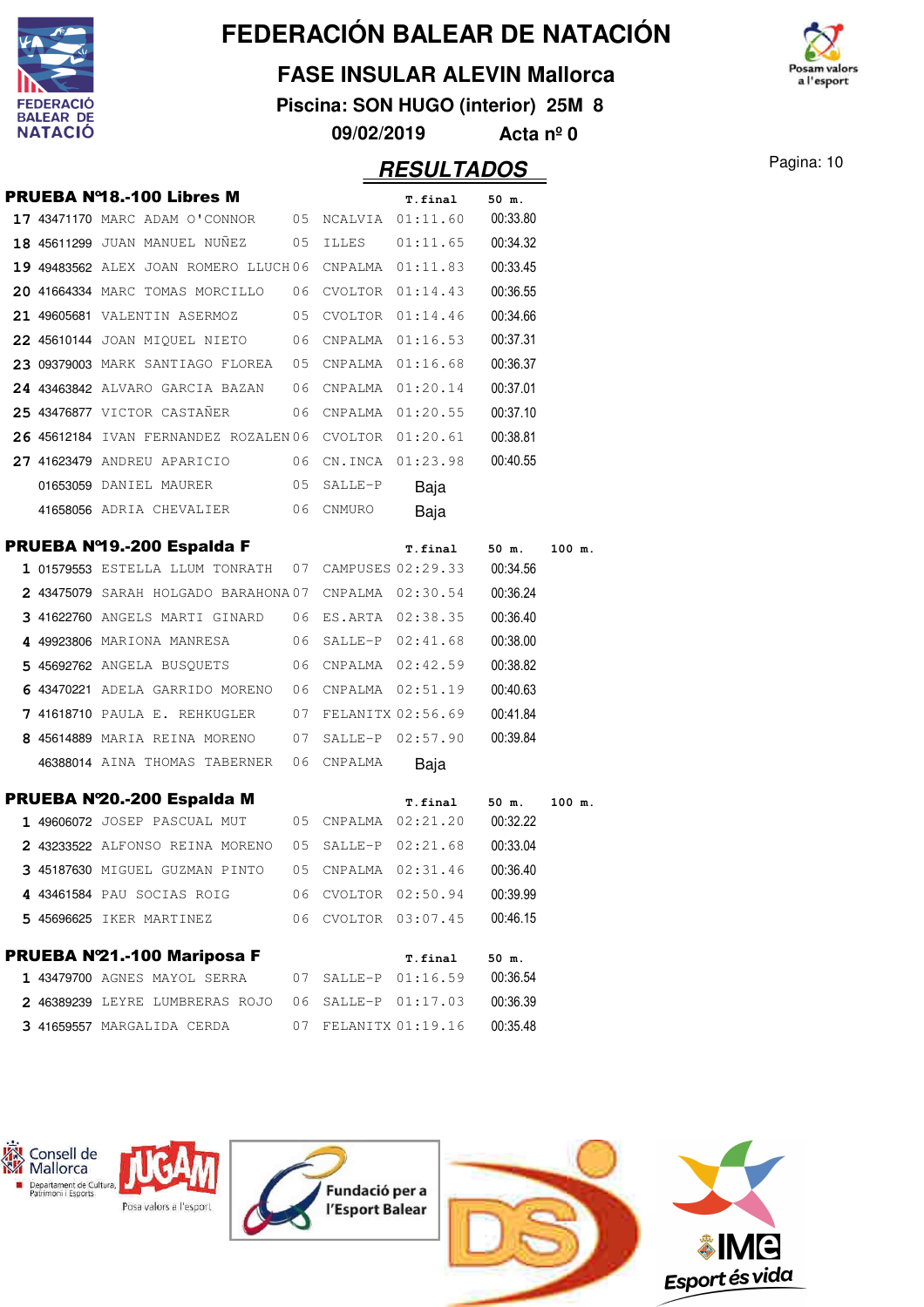# FEDERACIÓN BALEAR DE NATACIÓN

## FASE INSULAR ALEVIN Mallorca

**Piscina: SON HUGO (interior) 25M 8**

**09/02/2019 Acta nº 0**

## RESULTADOS

### PRUEBA Nº18.-100 Libres M

| | | | | | T.final | 50 m. |
|---|---|---|---|---|---|---|
| 17 | 43471170 | MARC ADAM O'CONNOR | 05 | NCALVIA | 01:11.60 | 00:33.80 |
| 18 | 45611299 | JUAN MANUEL NUÑEZ | 05 | ILLES | 01:11.65 | 00:34.32 |
| 19 | 49483562 | ALEX JOAN ROMERO LLUCH | 06 | CNPALMA | 01:11.83 | 00:33.45 |
| 20 | 41664334 | MARC TOMAS MORCILLO | 06 | CVOLTOR | 01:14.43 | 00:36.55 |
| 21 | 49605681 | VALENTIN ASERMOZ | 05 | CVOLTOR | 01:14.46 | 00:34.66 |
| 22 | 45610144 | JOAN MIQUEL NIETO | 06 | CNPALMA | 01:16.53 | 00:37.31 |
| 23 | 09379003 | MARK SANTIAGO FLOREA | 05 | CNPALMA | 01:16.68 | 00:36.37 |
| 24 | 43463842 | ALVARO GARCIA BAZAN | 06 | CNPALMA | 01:20.14 | 00:37.01 |
| 25 | 43476877 | VICTOR CASTAÑER | 06 | CNPALMA | 01:20.55 | 00:37.10 |
| 26 | 45612184 | IVAN FERNANDEZ ROZALEN | 06 | CVOLTOR | 01:20.61 | 00:38.81 |
| 27 | 41623479 | ANDREU APARICIO | 06 | CN.INCA | 01:23.98 | 00:40.55 |
| | 01653059 | DANIEL MAURER | 05 | SALLE-P | Baja | |
| | 41658056 | ADRIA CHEVALIER | 06 | CNMURO | Baja | |

### PRUEBA Nº19.-200 Espalda F

| | | | | | T.final | 50 m. | 100 m. |
|---|---|---|---|---|---|---|---|
| 1 | 01579553 | ESTELLA LLUM TONRATH | 07 | CAMPUSES | 02:29.33 | 00:34.56 | |
| 2 | 43475079 | SARAH HOLGADO BARAHONA | 07 | CNPALMA | 02:30.54 | 00:36.24 | |
| 3 | 41622760 | ANGELS MARTI GINARD | 06 | ES.ARTA | 02:38.35 | 00:36.40 | |
| 4 | 49923806 | MARIONA MANRESA | 06 | SALLE-P | 02:41.68 | 00:38.00 | |
| 5 | 45692762 | ANGELA BUSQUETS | 06 | CNPALMA | 02:42.59 | 00:38.82 | |
| 6 | 43470221 | ADELA GARRIDO MORENO | 06 | CNPALMA | 02:51.19 | 00:40.63 | |
| 7 | 41618710 | PAULA E. REHKUGLER | 07 | FELANITX | 02:56.69 | 00:41.84 | |
| 8 | 45614889 | MARIA REINA MORENO | 07 | SALLE-P | 02:57.90 | 00:39.84 | |
| | 46388014 | AINA THOMAS TABERNER | 06 | CNPALMA | Baja | | |

### PRUEBA Nº20.-200 Espalda M

| | | | | | T.final | 50 m. | 100 m. |
|---|---|---|---|---|---|---|---|
| 1 | 49606072 | JOSEP PASCUAL MUT | 05 | CNPALMA | 02:21.20 | 00:32.22 | |
| 2 | 43233522 | ALFONSO REINA MORENO | 05 | SALLE-P | 02:21.68 | 00:33.04 | |
| 3 | 45187630 | MIGUEL GUZMAN PINTO | 05 | CNPALMA | 02:31.46 | 00:36.40 | |
| 4 | 43461584 | PAU SOCIAS ROIG | 06 | CVOLTOR | 02:50.94 | 00:39.99 | |
| 5 | 45696625 | IKER MARTINEZ | 06 | CVOLTOR | 03:07.45 | 00:46.15 | |

### PRUEBA Nº21.-100 Mariposa F

| | | | | | T.final | 50 m. |
|---|---|---|---|---|---|---|
| 1 | 43479700 | AGNES MAYOL SERRA | 07 | SALLE-P | 01:16.59 | 00:36.54 |
| 2 | 46389239 | LEYRE LUMBRERAS ROJO | 06 | SALLE-P | 01:17.03 | 00:36.39 |
| 3 | 41659557 | MARGALIDA CERDA | 07 | FELANITX | 01:19.16 | 00:35.48 |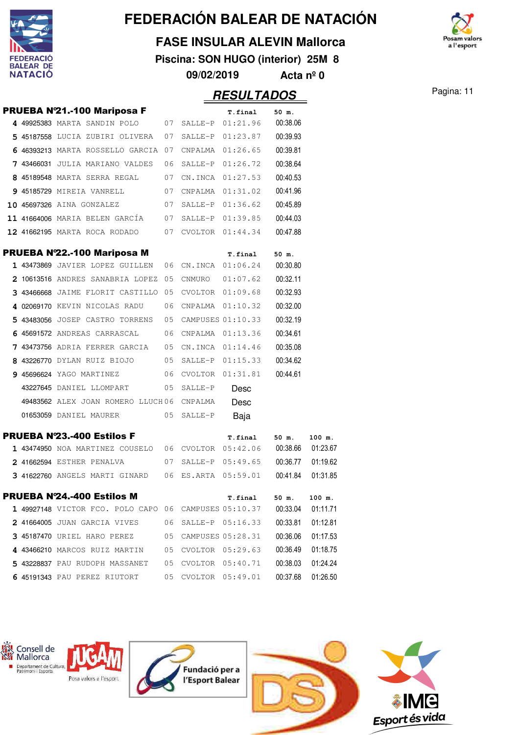# FEDERACIÓN BALEAR DE NATACIÓN

## FASE INSULAR ALEVIN Mallorca

**Piscina: SON HUGO (interior) 25M 8**

**09/02/2019 Acta nº 0**

## RESULTADOS

### PRUEBA Nº21.-100 Mariposa F

| | | | | | T.final | 50 m. |
|---|---|---|---|---|---|---|
| 4 | 49925383 | MARTA SANDIN POLO | 07 | SALLE-P | 01:21.96 | 00:38.06 |
| 5 | 45187558 | LUCIA ZUBIRI OLIVERA | 07 | SALLE-P | 01:23.87 | 00:39.93 |
| 6 | 46393213 | MARTA ROSSELLO GARCIA | 07 | CNPALMA | 01:26.65 | 00:39.81 |
| 7 | 43466031 | JULIA MARIANO VALDES | 06 | SALLE-P | 01:26.72 | 00:38.64 |
| 8 | 45189548 | MARTA SERRA REGAL | 07 | CN.INCA | 01:27.53 | 00:40.53 |
| 9 | 45185729 | MIREIA VANRELL | 07 | CNPALMA | 01:31.02 | 00:41.96 |
| 10 | 45697326 | AINA GONZALEZ | 07 | SALLE-P | 01:36.62 | 00:45.89 |
| 11 | 41664006 | MARIA BELEN GARCÍA | 07 | SALLE-P | 01:39.85 | 00:44.03 |
| 12 | 41662195 | MARTA ROCA RODADO | 07 | CVOLTOR | 01:44.34 | 00:47.88 |

### PRUEBA Nº22.-100 Mariposa M

| | | | | | T.final | 50 m. |
|---|---|---|---|---|---|---|
| 1 | 43473869 | JAVIER LOPEZ GUILLEN | 06 | CN.INCA | 01:06.24 | 00:30.80 |
| 2 | 10613516 | ANDRES SANABRIA LOPEZ | 05 | CNMURO | 01:07.62 | 00:32.11 |
| 3 | 43466668 | JAIME FLORIT CASTILLO | 05 | CVOLTOR | 01:09.68 | 00:32.93 |
| 4 | 02069170 | KEVIN NICOLAS RADU | 06 | CNPALMA | 01:10.32 | 00:32.00 |
| 5 | 43483056 | JOSEP CASTRO TORRENS | 05 | CAMPUSES | 01:10.33 | 00:32.19 |
| 6 | 45691572 | ANDREAS CARRASCAL | 06 | CNPALMA | 01:13.36 | 00:34.61 |
| 7 | 43473756 | ADRIA FERRER GARCIA | 05 | CN.INCA | 01:14.46 | 00:35.08 |
| 8 | 43226770 | DYLAN RUIZ BIOJO | 05 | SALLE-P | 01:15.33 | 00:34.62 |
| 9 | 45696624 | YAGO MARTINEZ | 06 | CVOLTOR | 01:31.81 | 00:44.61 |
| | 43227645 | DANIEL LLOMPART | 05 | SALLE-P | Desc | |
| | 49483562 | ALEX JOAN ROMERO LLUCH | 06 | CNPALMA | Desc | |
| | 01653059 | DANIEL MAURER | 05 | SALLE-P | Baja | |

### PRUEBA Nº23.-400 Estilos F

| | | | | | T.final | 50 m. | 100 m. |
|---|---|---|---|---|---|---|---|
| 1 | 43474950 | NOA MARTINEZ COUSELO | 06 | CVOLTOR | 05:42.06 | 00:38.66 | 01:23.67 |
| 2 | 41662594 | ESTHER PENALVA | 07 | SALLE-P | 05:49.65 | 00:36.77 | 01:19.62 |
| 3 | 41622760 | ANGELS MARTI GINARD | 06 | ES.ARTA | 05:59.01 | 00:41.84 | 01:31.85 |

### PRUEBA Nº24.-400 Estilos M

| | | | | | T.final | 50 m. | 100 m. |
|---|---|---|---|---|---|---|---|
| 1 | 49927148 | VICTOR FCO. POLO CAPO | 06 | CAMPUSES | 05:10.37 | 00:33.04 | 01:11.71 |
| 2 | 41664005 | JUAN GARCIA VIVES | 06 | SALLE-P | 05:16.33 | 00:33.81 | 01:12.81 |
| 3 | 45187470 | URIEL HARO PEREZ | 05 | CAMPUSES | 05:28.31 | 00:36.06 | 01:17.53 |
| 4 | 43466210 | MARCOS RUIZ MARTIN | 05 | CVOLTOR | 05:29.63 | 00:36.49 | 01:18.75 |
| 5 | 43228837 | PAU RUDOPH MASSANET | 05 | CVOLTOR | 05:40.71 | 00:38.03 | 01:24.24 |
| 6 | 45191343 | PAU PEREZ RIUTORT | 05 | CVOLTOR | 05:49.01 | 00:37.68 | 01:26.50 |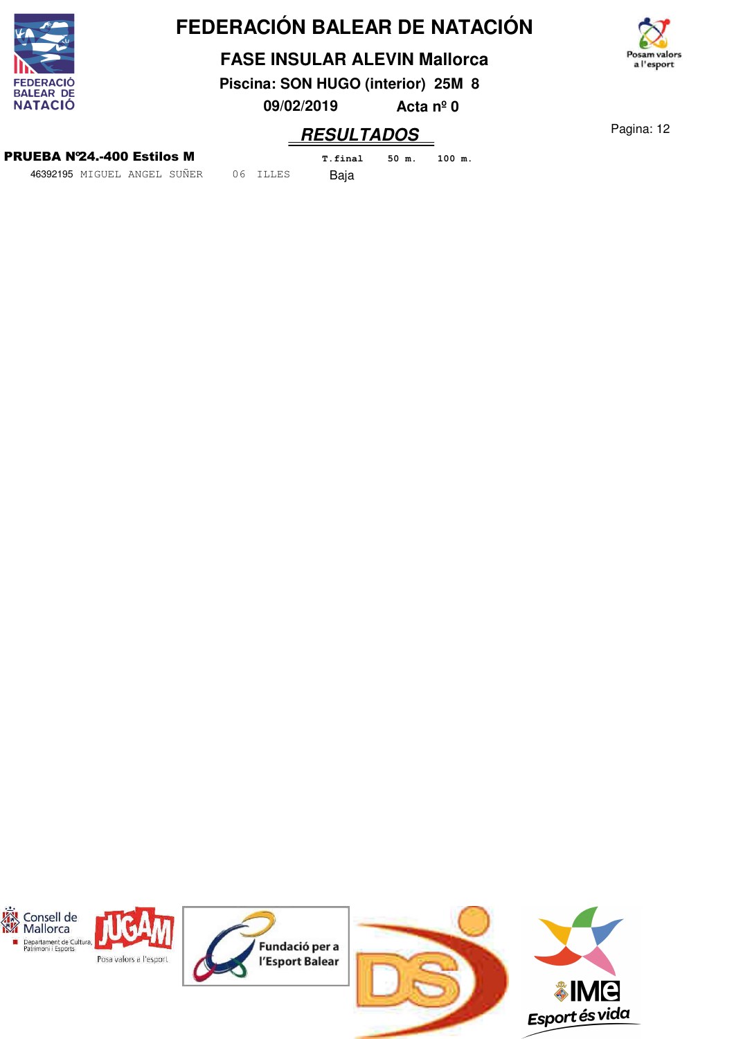# FEDERACIÓN BALEAR DE NATACIÓN

## FASE INSULAR ALEVIN Mallorca

**Piscina: SON HUGO (interior) 25M 8**

**09/02/2019 Acta nº 0**

## *RESULTADOS*

**PRUEBA Nº24.-400 Estilos M**

| | | | | T.final | 50 m. | 100 m. |
|---|---|---|---|---|---|---|
| 46392195 | MIGUEL ANGEL SUÑER | 06 | ILLES | Baja | | |